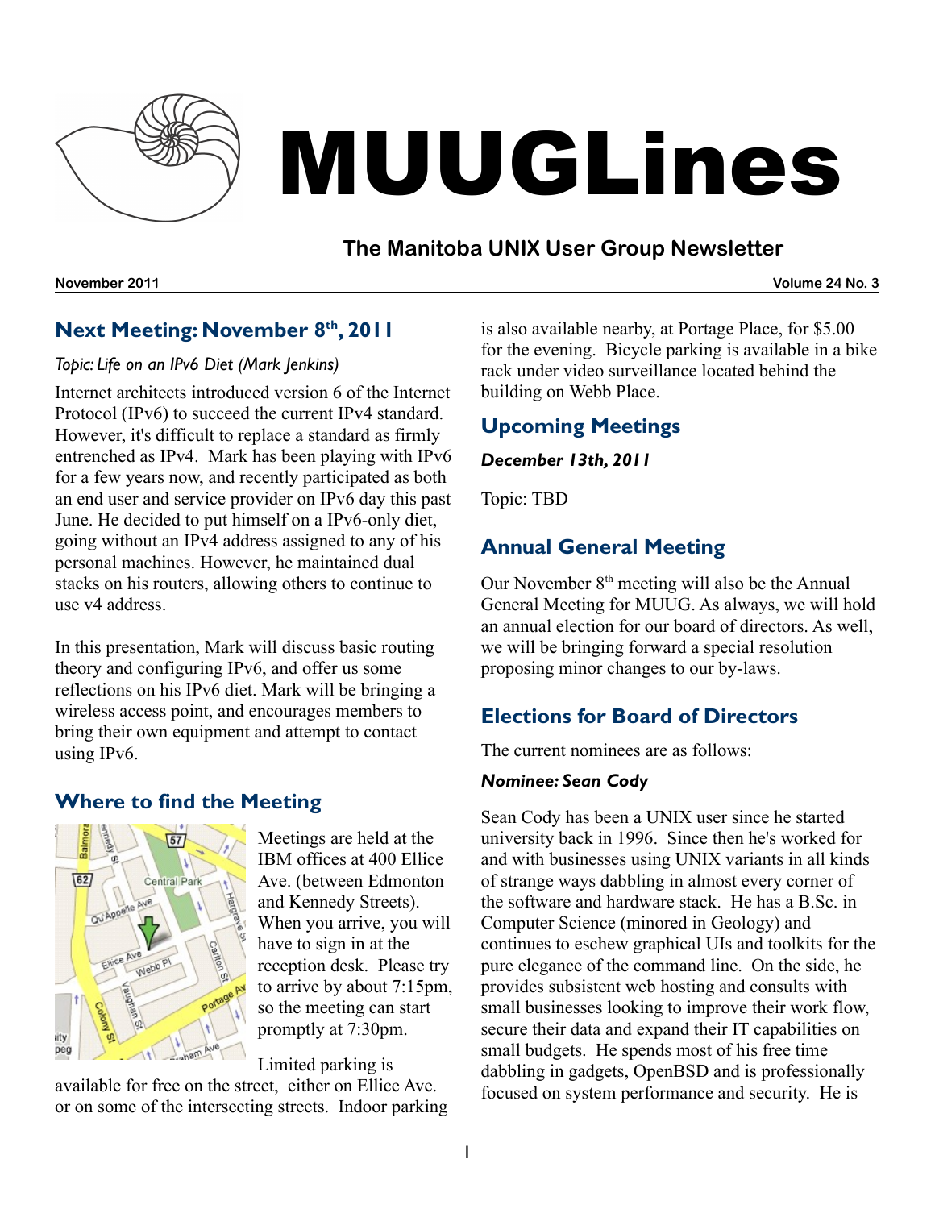# MUUGLines

## The Manitoba UNIX User Group Newsletter

**November 2011** **Volume 24 No. 3**

## Next Meeting: November 8th, 2011

*Topic: Life on an IPv6 Diet (Mark Jenkins)*

Internet architects introduced version 6 of the Internet Protocol (IPv6) to succeed the current IPv4 standard. However, it's difficult to replace a standard as firmly entrenched as IPv4. Mark has been playing with IPv6 for a few years now, and recently participated as both an end user and service provider on IPv6 day this past June. He decided to put himself on a IPv6-only diet, going without an IPv4 address assigned to any of his personal machines. However, he maintained dual stacks on his routers, allowing others to continue to use v4 address.

In this presentation, Mark will discuss basic routing theory and configuring IPv6, and offer us some reflections on his IPv6 diet. Mark will be bringing a wireless access point, and encourages members to bring their own equipment and attempt to contact using IPv6.

## Where to find the Meeting

Meetings are held at the IBM offices at 400 Ellice Ave. (between Edmonton and Kennedy Streets). When you arrive, you will have to sign in at the reception desk. Please try to arrive by about 7:15pm, so the meeting can start promptly at 7:30pm.

Limited parking is available for free on the street, either on Ellice Ave. or on some of the intersecting streets. Indoor parking is also available nearby, at Portage Place, for $5.00 for the evening. Bicycle parking is available in a bike rack under video surveillance located behind the building on Webb Place.

## Upcoming Meetings

***December 13th, 2011***

Topic: TBD

## Annual General Meeting

Our November 8th meeting will also be the Annual General Meeting for MUUG. As always, we will hold an annual election for our board of directors. As well, we will be bringing forward a special resolution proposing minor changes to our by-laws.

## Elections for Board of Directors

The current nominees are as follows:

***Nominee: Sean Cody***

Sean Cody has been a UNIX user since he started university back in 1996. Since then he's worked for and with businesses using UNIX variants in all kinds of strange ways dabbling in almost every corner of the software and hardware stack. He has a B.Sc. in Computer Science (minored in Geology) and continues to eschew graphical UIs and toolkits for the pure elegance of the command line. On the side, he provides subsistent web hosting and consults with small businesses looking to improve their work flow, secure their data and expand their IT capabilities on small budgets. He spends most of his free time dabbling in gadgets, OpenBSD and is professionally focused on system performance and security. He is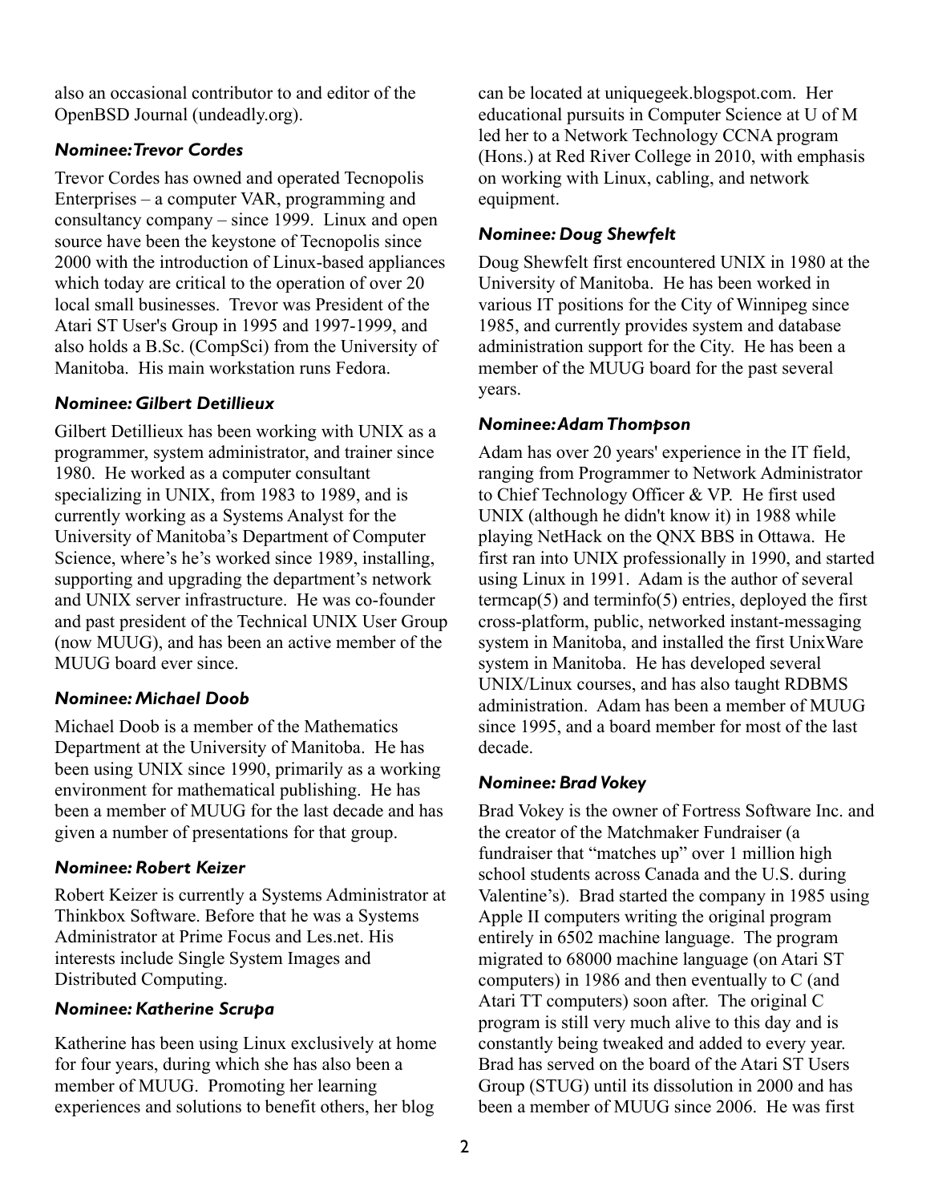also an occasional contributor to and editor of the OpenBSD Journal (undeadly.org).

### *Nominee: Trevor Cordes*

Trevor Cordes has owned and operated Tecnopolis Enterprises – a computer VAR, programming and consultancy company – since 1999. Linux and open source have been the keystone of Tecnopolis since 2000 with the introduction of Linux-based appliances which today are critical to the operation of over 20 local small businesses. Trevor was President of the Atari ST User's Group in 1995 and 1997-1999, and also holds a B.Sc. (CompSci) from the University of Manitoba. His main workstation runs Fedora.

### *Nominee: Gilbert Detillieux*

Gilbert Detillieux has been working with UNIX as a programmer, system administrator, and trainer since 1980. He worked as a computer consultant specializing in UNIX, from 1983 to 1989, and is currently working as a Systems Analyst for the University of Manitoba's Department of Computer Science, where's he's worked since 1989, installing, supporting and upgrading the department's network and UNIX server infrastructure. He was co-founder and past president of the Technical UNIX User Group (now MUUG), and has been an active member of the MUUG board ever since.

### *Nominee: Michael Doob*

Michael Doob is a member of the Mathematics Department at the University of Manitoba. He has been using UNIX since 1990, primarily as a working environment for mathematical publishing. He has been a member of MUUG for the last decade and has given a number of presentations for that group.

### *Nominee: Robert Keizer*

Robert Keizer is currently a Systems Administrator at Thinkbox Software. Before that he was a Systems Administrator at Prime Focus and Les.net. His interests include Single System Images and Distributed Computing.

### *Nominee: Katherine Scrupa*

Katherine has been using Linux exclusively at home for four years, during which she has also been a member of MUUG. Promoting her learning experiences and solutions to benefit others, her blog can be located at uniquegeek.blogspot.com. Her educational pursuits in Computer Science at U of M led her to a Network Technology CCNA program (Hons.) at Red River College in 2010, with emphasis on working with Linux, cabling, and network equipment.

### *Nominee: Doug Shewfelt*

Doug Shewfelt first encountered UNIX in 1980 at the University of Manitoba. He has been worked in various IT positions for the City of Winnipeg since 1985, and currently provides system and database administration support for the City. He has been a member of the MUUG board for the past several years.

### *Nominee: Adam Thompson*

Adam has over 20 years' experience in the IT field, ranging from Programmer to Network Administrator to Chief Technology Officer & VP. He first used UNIX (although he didn't know it) in 1988 while playing NetHack on the QNX BBS in Ottawa. He first ran into UNIX professionally in 1990, and started using Linux in 1991. Adam is the author of several termcap(5) and terminfo(5) entries, deployed the first cross-platform, public, networked instant-messaging system in Manitoba, and installed the first UnixWare system in Manitoba. He has developed several UNIX/Linux courses, and has also taught RDBMS administration. Adam has been a member of MUUG since 1995, and a board member for most of the last decade.

### *Nominee: Brad Vokey*

Brad Vokey is the owner of Fortress Software Inc. and the creator of the Matchmaker Fundraiser (a fundraiser that "matches up" over 1 million high school students across Canada and the U.S. during Valentine's). Brad started the company in 1985 using Apple II computers writing the original program entirely in 6502 machine language. The program migrated to 68000 machine language (on Atari ST computers) in 1986 and then eventually to C (and Atari TT computers) soon after. The original C program is still very much alive to this day and is constantly being tweaked and added to every year. Brad has served on the board of the Atari ST Users Group (STUG) until its dissolution in 2000 and has been a member of MUUG since 2006. He was first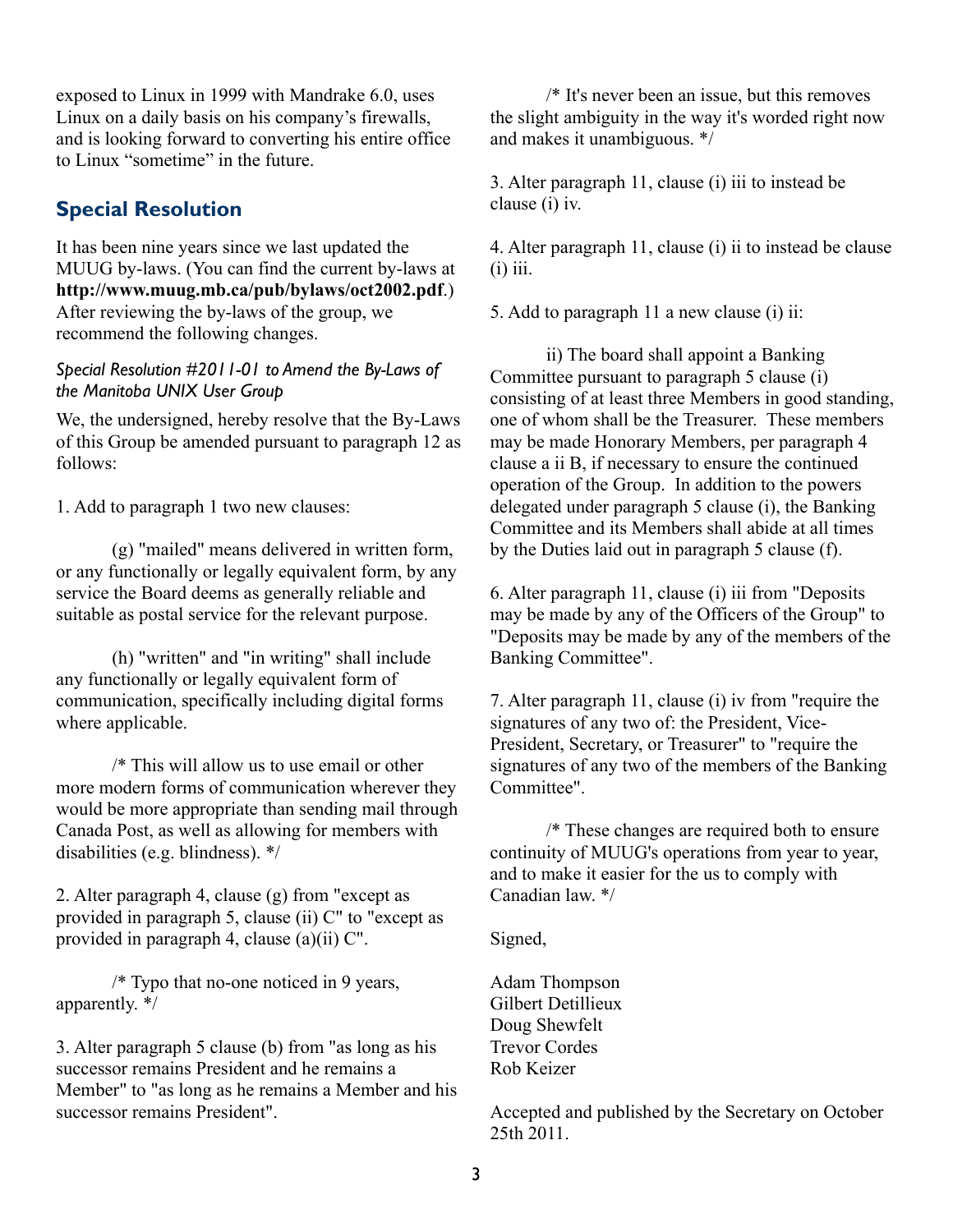exposed to Linux in 1999 with Mandrake 6.0, uses Linux on a daily basis on his company's firewalls, and is looking forward to converting his entire office to Linux "sometime" in the future.

## Special Resolution

It has been nine years since we last updated the MUUG by-laws. (You can find the current by-laws at **http://www.muug.mb.ca/pub/bylaws/oct2002.pdf**.) After reviewing the by-laws of the group, we recommend the following changes.

### *Special Resolution #2011-01 to Amend the By-Laws of the Manitoba UNIX User Group*

We, the undersigned, hereby resolve that the By-Laws of this Group be amended pursuant to paragraph 12 as follows:

1. Add to paragraph 1 two new clauses:

(g) "mailed" means delivered in written form, or any functionally or legally equivalent form, by any service the Board deems as generally reliable and suitable as postal service for the relevant purpose.

(h) "written" and "in writing" shall include any functionally or legally equivalent form of communication, specifically including digital forms where applicable.

/* This will allow us to use email or other more modern forms of communication wherever they would be more appropriate than sending mail through Canada Post, as well as allowing for members with disabilities (e.g. blindness). */

2. Alter paragraph 4, clause (g) from "except as provided in paragraph 5, clause (ii) C" to "except as provided in paragraph 4, clause (a)(ii) C".

/* Typo that no-one noticed in 9 years, apparently. */

3. Alter paragraph 5 clause (b) from "as long as his successor remains President and he remains a Member" to "as long as he remains a Member and his successor remains President".

/* It's never been an issue, but this removes the slight ambiguity in the way it's worded right now and makes it unambiguous. */

3. Alter paragraph 11, clause (i) iii to instead be clause (i) iv.

4. Alter paragraph 11, clause (i) ii to instead be clause (i) iii.

5. Add to paragraph 11 a new clause (i) ii:

ii) The board shall appoint a Banking Committee pursuant to paragraph 5 clause (i) consisting of at least three Members in good standing, one of whom shall be the Treasurer. These members may be made Honorary Members, per paragraph 4 clause a ii B, if necessary to ensure the continued operation of the Group. In addition to the powers delegated under paragraph 5 clause (i), the Banking Committee and its Members shall abide at all times by the Duties laid out in paragraph 5 clause (f).

6. Alter paragraph 11, clause (i) iii from "Deposits may be made by any of the Officers of the Group" to "Deposits may be made by any of the members of the Banking Committee".

7. Alter paragraph 11, clause (i) iv from "require the signatures of any two of: the President, Vice-President, Secretary, or Treasurer" to "require the signatures of any two of the members of the Banking Committee".

/* These changes are required both to ensure continuity of MUUG's operations from year to year, and to make it easier for the us to comply with Canadian law. */

Signed,

Adam Thompson  
Gilbert Detillieux  
Doug Shewfelt  
Trevor Cordes  
Rob Keizer

Accepted and published by the Secretary on October 25th 2011.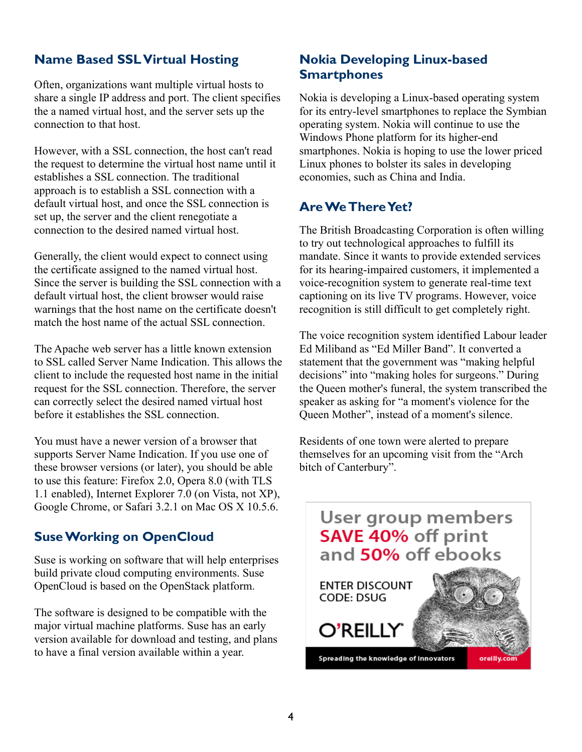## Name Based SSL Virtual Hosting

Often, organizations want multiple virtual hosts to share a single IP address and port. The client specifies the a named virtual host, and the server sets up the connection to that host.

However, with a SSL connection, the host can't read the request to determine the virtual host name until it establishes a SSL connection. The traditional approach is to establish a SSL connection with a default virtual host, and once the SSL connection is set up, the server and the client renegotiate a connection to the desired named virtual host.

Generally, the client would expect to connect using the certificate assigned to the named virtual host. Since the server is building the SSL connection with a default virtual host, the client browser would raise warnings that the host name on the certificate doesn't match the host name of the actual SSL connection.

The Apache web server has a little known extension to SSL called Server Name Indication. This allows the client to include the requested host name in the initial request for the SSL connection. Therefore, the server can correctly select the desired named virtual host before it establishes the SSL connection.

You must have a newer version of a browser that supports Server Name Indication. If you use one of these browser versions (or later), you should be able to use this feature: Firefox 2.0, Opera 8.0 (with TLS 1.1 enabled), Internet Explorer 7.0 (on Vista, not XP), Google Chrome, or Safari 3.2.1 on Mac OS X 10.5.6.

## Suse Working on OpenCloud

Suse is working on software that will help enterprises build private cloud computing environments. Suse OpenCloud is based on the OpenStack platform.

The software is designed to be compatible with the major virtual machine platforms. Suse has an early version available for download and testing, and plans to have a final version available within a year.

## Nokia Developing Linux-based Smartphones

Nokia is developing a Linux-based operating system for its entry-level smartphones to replace the Symbian operating system. Nokia will continue to use the Windows Phone platform for its higher-end smartphones. Nokia is hoping to use the lower priced Linux phones to bolster its sales in developing economies, such as China and India.

## Are We There Yet?

The British Broadcasting Corporation is often willing to try out technological approaches to fulfill its mandate. Since it wants to provide extended services for its hearing-impaired customers, it implemented a voice-recognition system to generate real-time text captioning on its live TV programs. However, voice recognition is still difficult to get completely right.

The voice recognition system identified Labour leader Ed Miliband as "Ed Miller Band". It converted a statement that the government was "making helpful decisions" into "making holes for surgeons." During the Queen mother's funeral, the system transcribed the speaker as asking for "a moment's violence for the Queen Mother", instead of a moment's silence.

Residents of one town were alerted to prepare themselves for an upcoming visit from the "Arch bitch of Canterbury".

User group members **SAVE 40%** off print and **50%** off ebooks

ENTER DISCOUNT CODE: DSUG

O'REILLY

Spreading the knowledge of innovators — oreilly.com